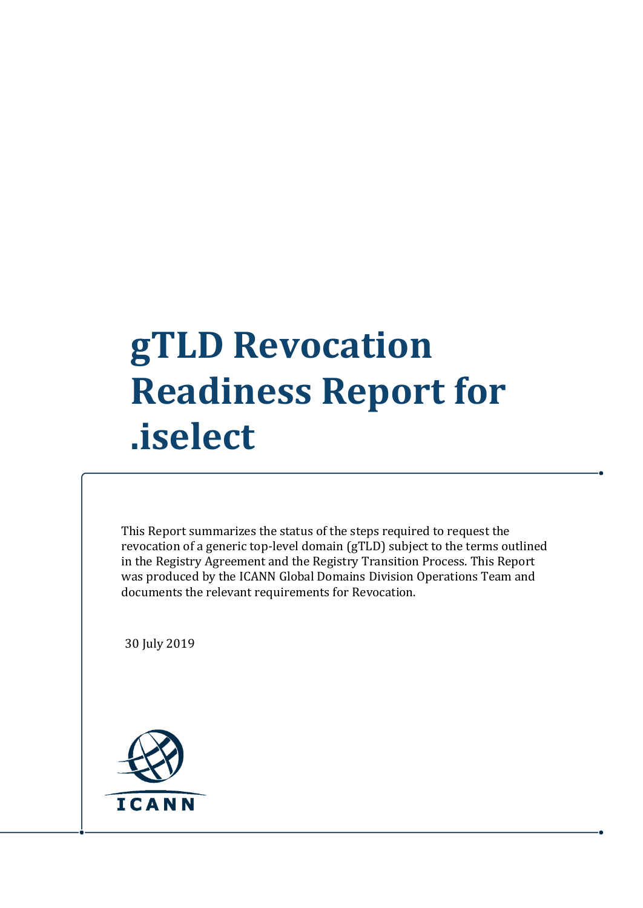# gTLD Revocation Readiness Report for .iselect

This Report summarizes the status of the steps required to request the revocation of a generic top-level domain (gTLD) subject to the terms outlined in the Registry Agreement and the Registry Transition Process. This Report was produced by the ICANN Global Domains Division Operations Team and documents the relevant requirements for Revocation.

30 July 2019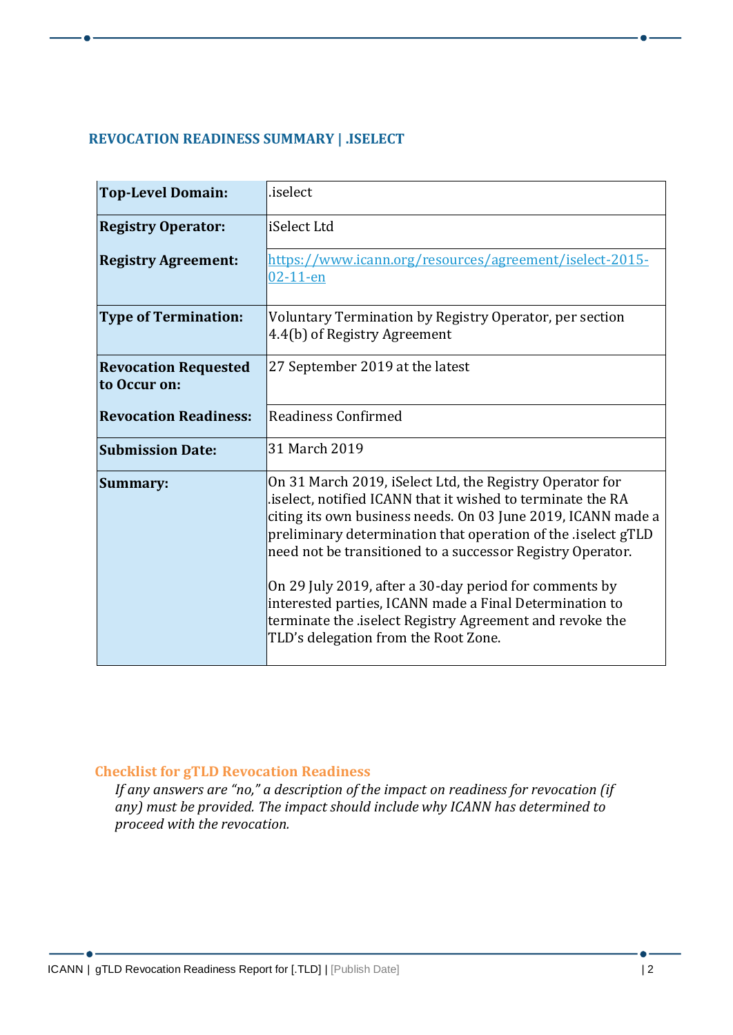## REVOCATION READINESS SUMMARY | .ISELECT

| | |
|---|---|
| **Top-Level Domain:** | .iselect |
| **Registry Operator:** | iSelect Ltd |
| **Registry Agreement:** | https://www.icann.org/resources/agreement/iselect-2015-02-11-en |
| **Type of Termination:** | Voluntary Termination by Registry Operator, per section 4.4(b) of Registry Agreement |
| **Revocation Requested to Occur on:** | 27 September 2019 at the latest |
| **Revocation Readiness:** | Readiness Confirmed |
| **Submission Date:** | 31 March 2019 |
| **Summary:** | On 31 March 2019, iSelect Ltd, the Registry Operator for .iselect, notified ICANN that it wished to terminate the RA citing its own business needs. On 03 June 2019, ICANN made a preliminary determination that operation of the .iselect gTLD need not be transitioned to a successor Registry Operator.<br><br>On 29 July 2019, after a 30-day period for comments by interested parties, ICANN made a Final Determination to terminate the .iselect Registry Agreement and revoke the TLD's delegation from the Root Zone. |

### Checklist for gTLD Revocation Readiness

*If any answers are "no," a description of the impact on readiness for revocation (if any) must be provided. The impact should include why ICANN has determined to proceed with the revocation.*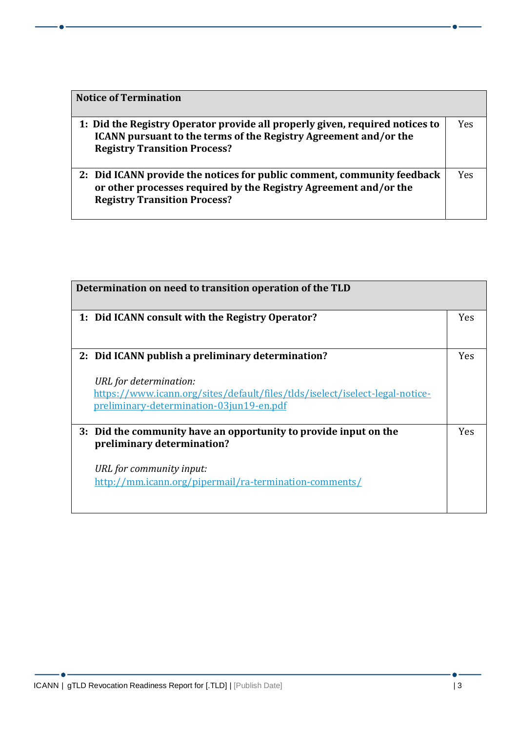| Notice of Termination | |
|---|---|
| **1: Did the Registry Operator provide all properly given, required notices to ICANN pursuant to the terms of the Registry Agreement and/or the Registry Transition Process?** | Yes |
| **2: Did ICANN provide the notices for public comment, community feedback or other processes required by the Registry Agreement and/or the Registry Transition Process?** | Yes |

| Determination on need to transition operation of the TLD | |
|---|---|
| **1: Did ICANN consult with the Registry Operator?** | Yes |
| **2: Did ICANN publish a preliminary determination?**<br><br>*URL for determination:*<br>https://www.icann.org/sites/default/files/tlds/iselect/iselect-legal-notice-preliminary-determination-03jun19-en.pdf | Yes |
| **3: Did the community have an opportunity to provide input on the preliminary determination?**<br><br>*URL for community input:*<br>http://mm.icann.org/pipermail/ra-termination-comments/ | Yes |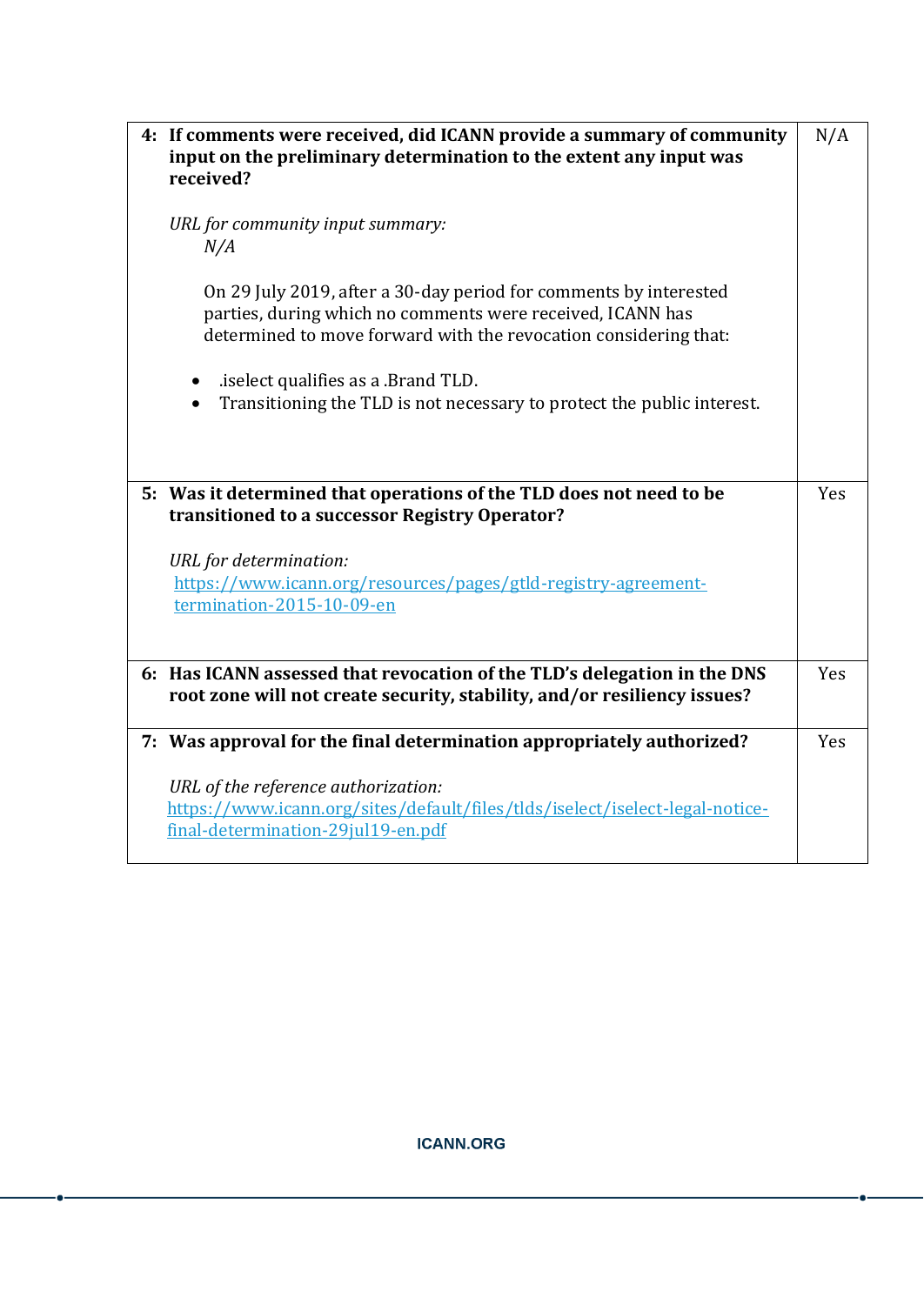| | |
|---|---|
| **4: If comments were received, did ICANN provide a summary of community input on the preliminary determination to the extent any input was received?**<br><br>*URL for community input summary:*<br>*N/A*<br><br>On 29 July 2019, after a 30-day period for comments by interested parties, during which no comments were received, ICANN has determined to move forward with the revocation considering that:<br><br>• .iselect qualifies as a .Brand TLD.<br>• Transitioning the TLD is not necessary to protect the public interest. | N/A |
| **5: Was it determined that operations of the TLD does not need to be transitioned to a successor Registry Operator?**<br><br>*URL for determination:*<br>https://www.icann.org/resources/pages/gtld-registry-agreement-termination-2015-10-09-en | Yes |
| **6: Has ICANN assessed that revocation of the TLD's delegation in the DNS root zone will not create security, stability, and/or resiliency issues?** | Yes |
| **7: Was approval for the final determination appropriately authorized?**<br><br>*URL of the reference authorization:*<br>https://www.icann.org/sites/default/files/tlds/iselect/iselect-legal-notice-final-determination-29jul19-en.pdf | Yes |